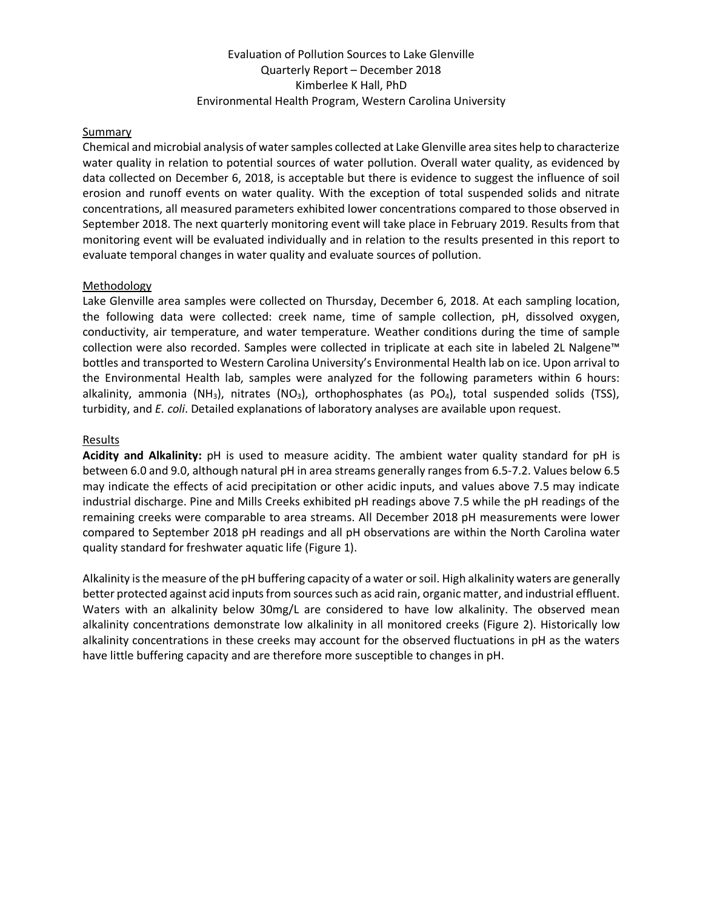# Evaluation of Pollution Sources to Lake Glenville

Quarterly Report – December 2018

Kimberlee K Hall, PhD

Environmental Health Program, Western Carolina University

## Summary

Chemical and microbial analysis of water samples collected at Lake Glenville area sites help to characterize water quality in relation to potential sources of water pollution. Overall water quality, as evidenced by data collected on December 6, 2018, is acceptable but there is evidence to suggest the influence of soil erosion and runoff events on water quality. With the exception of total suspended solids and nitrate concentrations, all measured parameters exhibited lower concentrations compared to those observed in September 2018. The next quarterly monitoring event will take place in February 2019. Results from that monitoring event will be evaluated individually and in relation to the results presented in this report to evaluate temporal changes in water quality and evaluate sources of pollution.

## Methodology

Lake Glenville area samples were collected on Thursday, December 6, 2018. At each sampling location, the following data were collected: creek name, time of sample collection, pH, dissolved oxygen, conductivity, air temperature, and water temperature. Weather conditions during the time of sample collection were also recorded. Samples were collected in triplicate at each site in labeled 2L Nalgene™ bottles and transported to Western Carolina University's Environmental Health lab on ice. Upon arrival to the Environmental Health lab, samples were analyzed for the following parameters within 6 hours: alkalinity, ammonia ($NH_3$), nitrates ($NO_3$), orthophosphates (as $PO_4$), total suspended solids (TSS), turbidity, and *E. coli*. Detailed explanations of laboratory analyses are available upon request.

## Results

**Acidity and Alkalinity:** pH is used to measure acidity. The ambient water quality standard for pH is between 6.0 and 9.0, although natural pH in area streams generally ranges from 6.5-7.2. Values below 6.5 may indicate the effects of acid precipitation or other acidic inputs, and values above 7.5 may indicate industrial discharge. Pine and Mills Creeks exhibited pH readings above 7.5 while the pH readings of the remaining creeks were comparable to area streams. All December 2018 pH measurements were lower compared to September 2018 pH readings and all pH observations are within the North Carolina water quality standard for freshwater aquatic life (Figure 1).

Alkalinity is the measure of the pH buffering capacity of a water or soil. High alkalinity waters are generally better protected against acid inputs from sources such as acid rain, organic matter, and industrial effluent. Waters with an alkalinity below 30mg/L are considered to have low alkalinity. The observed mean alkalinity concentrations demonstrate low alkalinity in all monitored creeks (Figure 2). Historically low alkalinity concentrations in these creeks may account for the observed fluctuations in pH as the waters have little buffering capacity and are therefore more susceptible to changes in pH.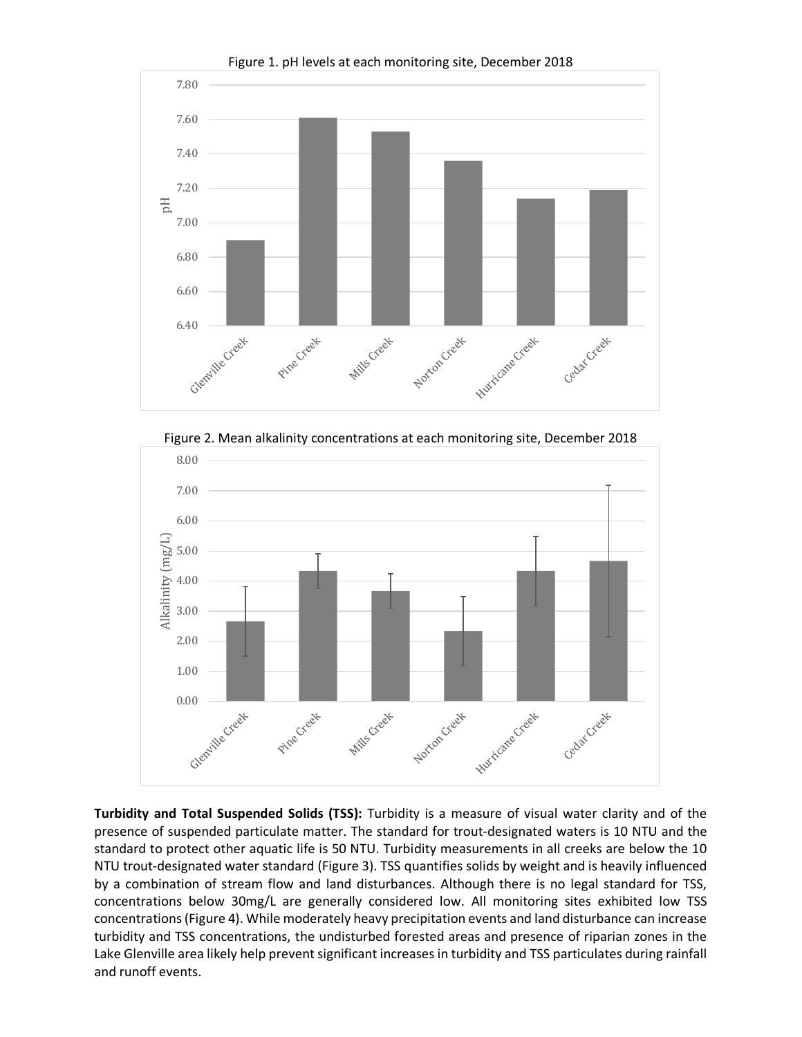Figure 1. pH levels at each monitoring site, December 2018

Figure 2. Mean alkalinity concentrations at each monitoring site, December 2018

**Turbidity and Total Suspended Solids (TSS):** Turbidity is a measure of visual water clarity and of the presence of suspended particulate matter. The standard for trout-designated waters is 10 NTU and the standard to protect other aquatic life is 50 NTU. Turbidity measurements in all creeks are below the 10 NTU trout-designated water standard (Figure 3). TSS quantifies solids by weight and is heavily influenced by a combination of stream flow and land disturbances. Although there is no legal standard for TSS, concentrations below 30mg/L are generally considered low. All monitoring sites exhibited low TSS concentrations (Figure 4). While moderately heavy precipitation events and land disturbance can increase turbidity and TSS concentrations, the undisturbed forested areas and presence of riparian zones in the Lake Glenville area likely help prevent significant increases in turbidity and TSS particulates during rainfall and runoff events.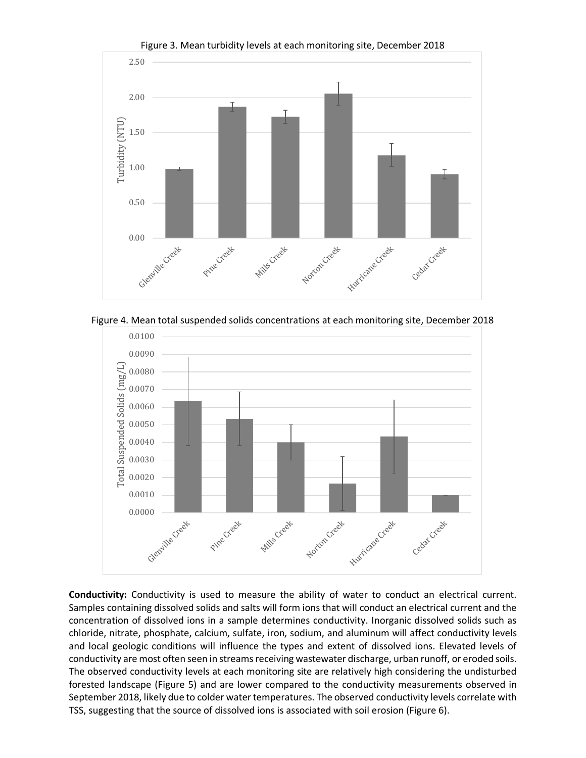Figure 3. Mean turbidity levels at each monitoring site, December 2018

Figure 4. Mean total suspended solids concentrations at each monitoring site, December 2018

**Conductivity:** Conductivity is used to measure the ability of water to conduct an electrical current. Samples containing dissolved solids and salts will form ions that will conduct an electrical current and the concentration of dissolved ions in a sample determines conductivity. Inorganic dissolved solids such as chloride, nitrate, phosphate, calcium, sulfate, iron, sodium, and aluminum will affect conductivity levels and local geologic conditions will influence the types and extent of dissolved ions. Elevated levels of conductivity are most often seen in streams receiving wastewater discharge, urban runoff, or eroded soils. The observed conductivity levels at each monitoring site are relatively high considering the undisturbed forested landscape (Figure 5) and are lower compared to the conductivity measurements observed in September 2018, likely due to colder water temperatures. The observed conductivity levels correlate with TSS, suggesting that the source of dissolved ions is associated with soil erosion (Figure 6).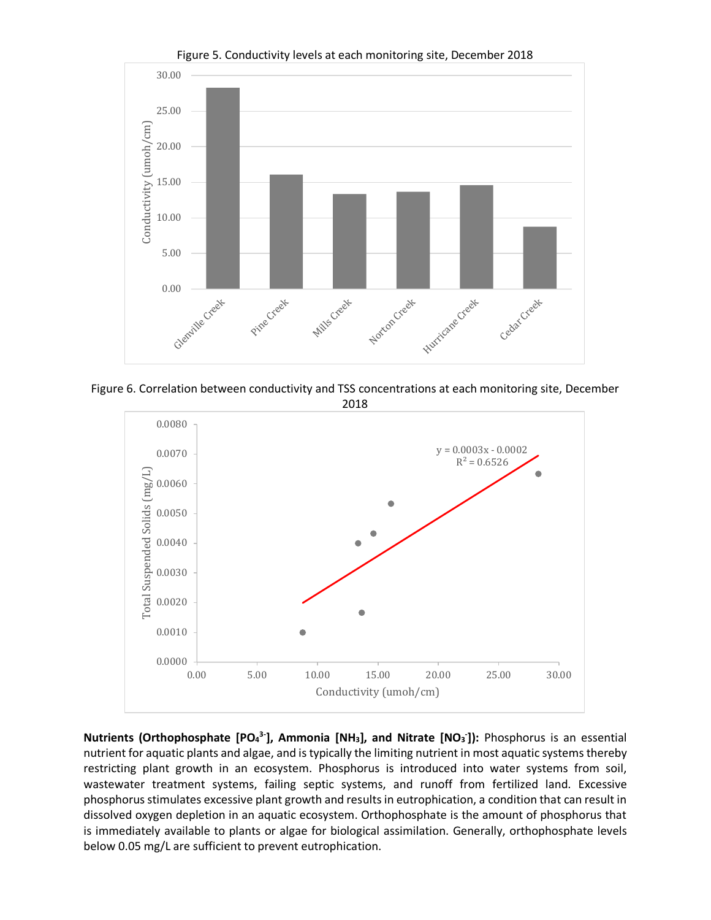Figure 5. Conductivity levels at each monitoring site, December 2018

Figure 6. Correlation between conductivity and TSS concentrations at each monitoring site, December 2018

**Nutrients (Orthophosphate [$PO_4^{3-}$], Ammonia [$NH_3$], and Nitrate [$NO_3^-$]):** Phosphorus is an essential nutrient for aquatic plants and algae, and is typically the limiting nutrient in most aquatic systems thereby restricting plant growth in an ecosystem. Phosphorus is introduced into water systems from soil, wastewater treatment systems, failing septic systems, and runoff from fertilized land. Excessive phosphorus stimulates excessive plant growth and results in eutrophication, a condition that can result in dissolved oxygen depletion in an aquatic ecosystem. Orthophosphate is the amount of phosphorus that is immediately available to plants or algae for biological assimilation. Generally, orthophosphate levels below 0.05 mg/L are sufficient to prevent eutrophication.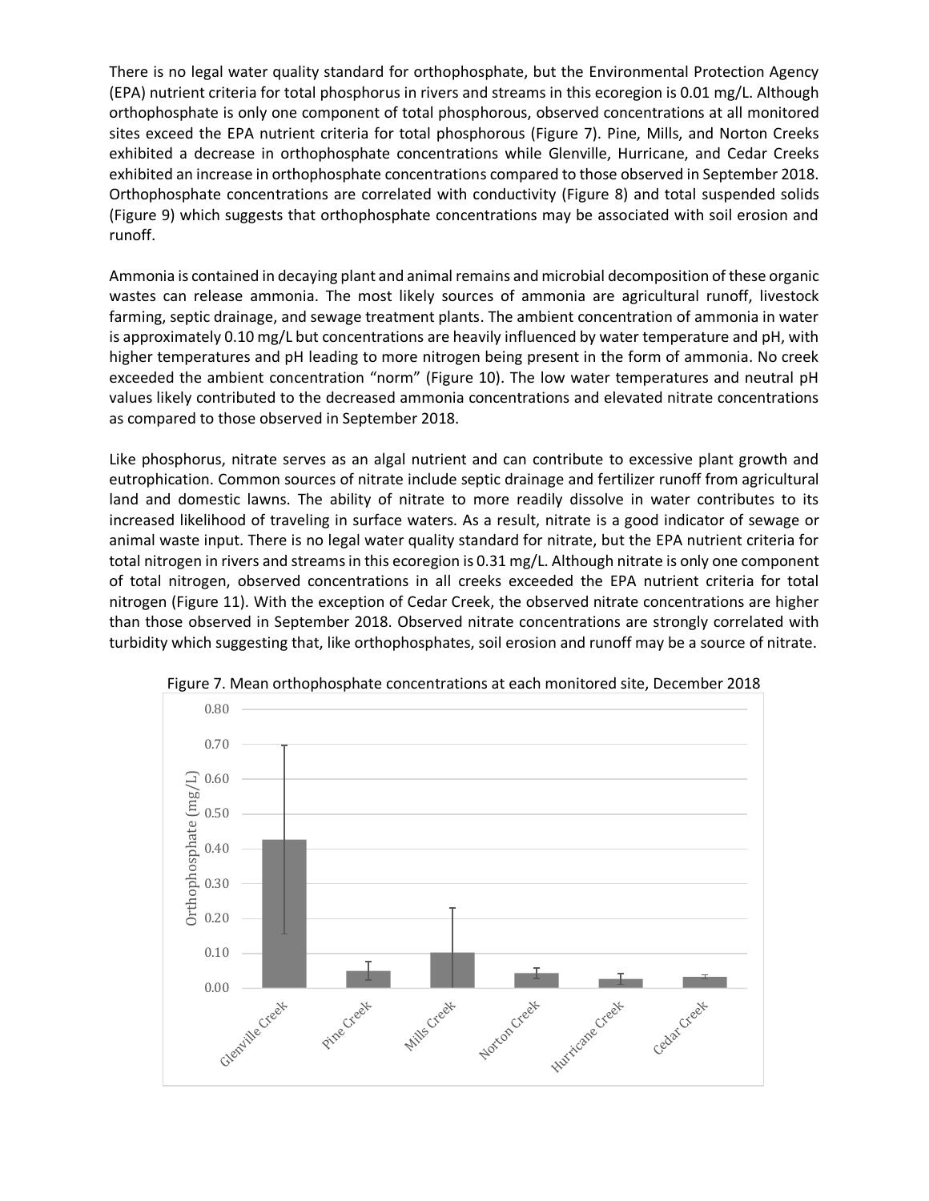There is no legal water quality standard for orthophosphate, but the Environmental Protection Agency (EPA) nutrient criteria for total phosphorus in rivers and streams in this ecoregion is 0.01 mg/L. Although orthophosphate is only one component of total phosphorous, observed concentrations at all monitored sites exceed the EPA nutrient criteria for total phosphorous (Figure 7). Pine, Mills, and Norton Creeks exhibited a decrease in orthophosphate concentrations while Glenville, Hurricane, and Cedar Creeks exhibited an increase in orthophosphate concentrations compared to those observed in September 2018. Orthophosphate concentrations are correlated with conductivity (Figure 8) and total suspended solids (Figure 9) which suggests that orthophosphate concentrations may be associated with soil erosion and runoff.

Ammonia is contained in decaying plant and animal remains and microbial decomposition of these organic wastes can release ammonia. The most likely sources of ammonia are agricultural runoff, livestock farming, septic drainage, and sewage treatment plants. The ambient concentration of ammonia in water is approximately 0.10 mg/L but concentrations are heavily influenced by water temperature and pH, with higher temperatures and pH leading to more nitrogen being present in the form of ammonia. No creek exceeded the ambient concentration "norm" (Figure 10). The low water temperatures and neutral pH values likely contributed to the decreased ammonia concentrations and elevated nitrate concentrations as compared to those observed in September 2018.

Like phosphorus, nitrate serves as an algal nutrient and can contribute to excessive plant growth and eutrophication. Common sources of nitrate include septic drainage and fertilizer runoff from agricultural land and domestic lawns. The ability of nitrate to more readily dissolve in water contributes to its increased likelihood of traveling in surface waters. As a result, nitrate is a good indicator of sewage or animal waste input. There is no legal water quality standard for nitrate, but the EPA nutrient criteria for total nitrogen in rivers and streams in this ecoregion is 0.31 mg/L. Although nitrate is only one component of total nitrogen, observed concentrations in all creeks exceeded the EPA nutrient criteria for total nitrogen (Figure 11). With the exception of Cedar Creek, the observed nitrate concentrations are higher than those observed in September 2018. Observed nitrate concentrations are strongly correlated with turbidity which suggesting that, like orthophosphates, soil erosion and runoff may be a source of nitrate.

Figure 7. Mean orthophosphate concentrations at each monitored site, December 2018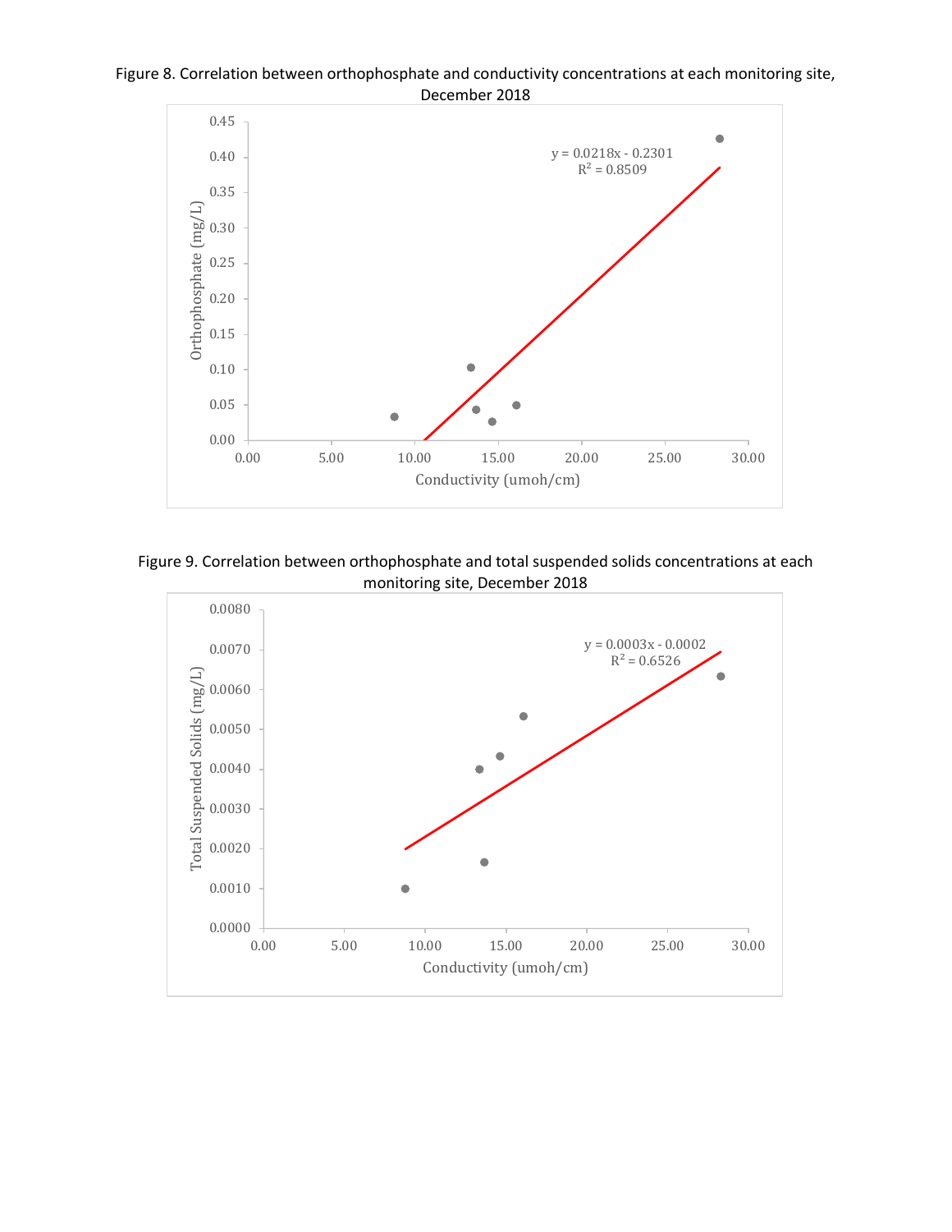Figure 8. Correlation between orthophosphate and conductivity concentrations at each monitoring site, December 2018

Figure 9. Correlation between orthophosphate and total suspended solids concentrations at each monitoring site, December 2018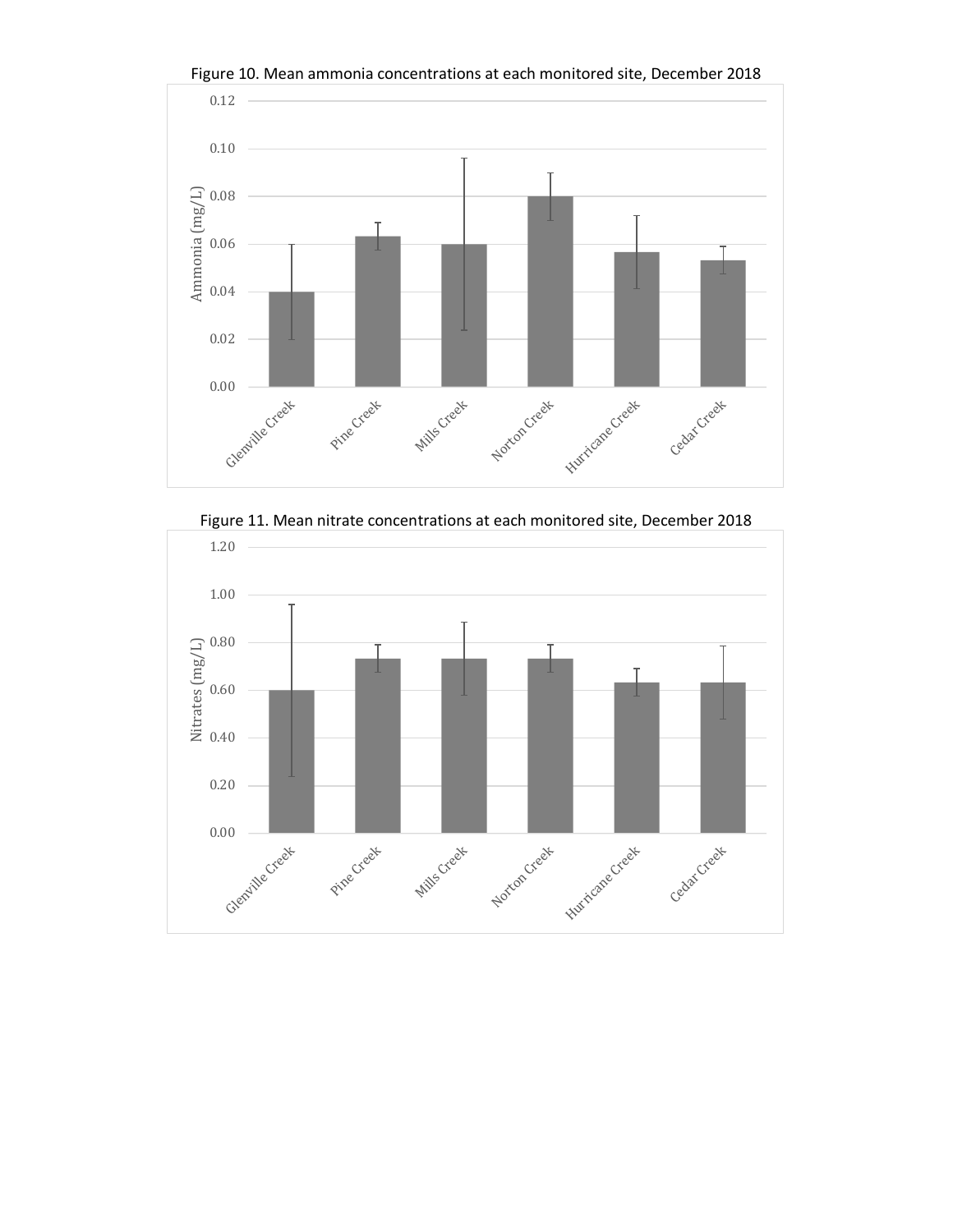Figure 10. Mean ammonia concentrations at each monitored site, December 2018

Figure 11. Mean nitrate concentrations at each monitored site, December 2018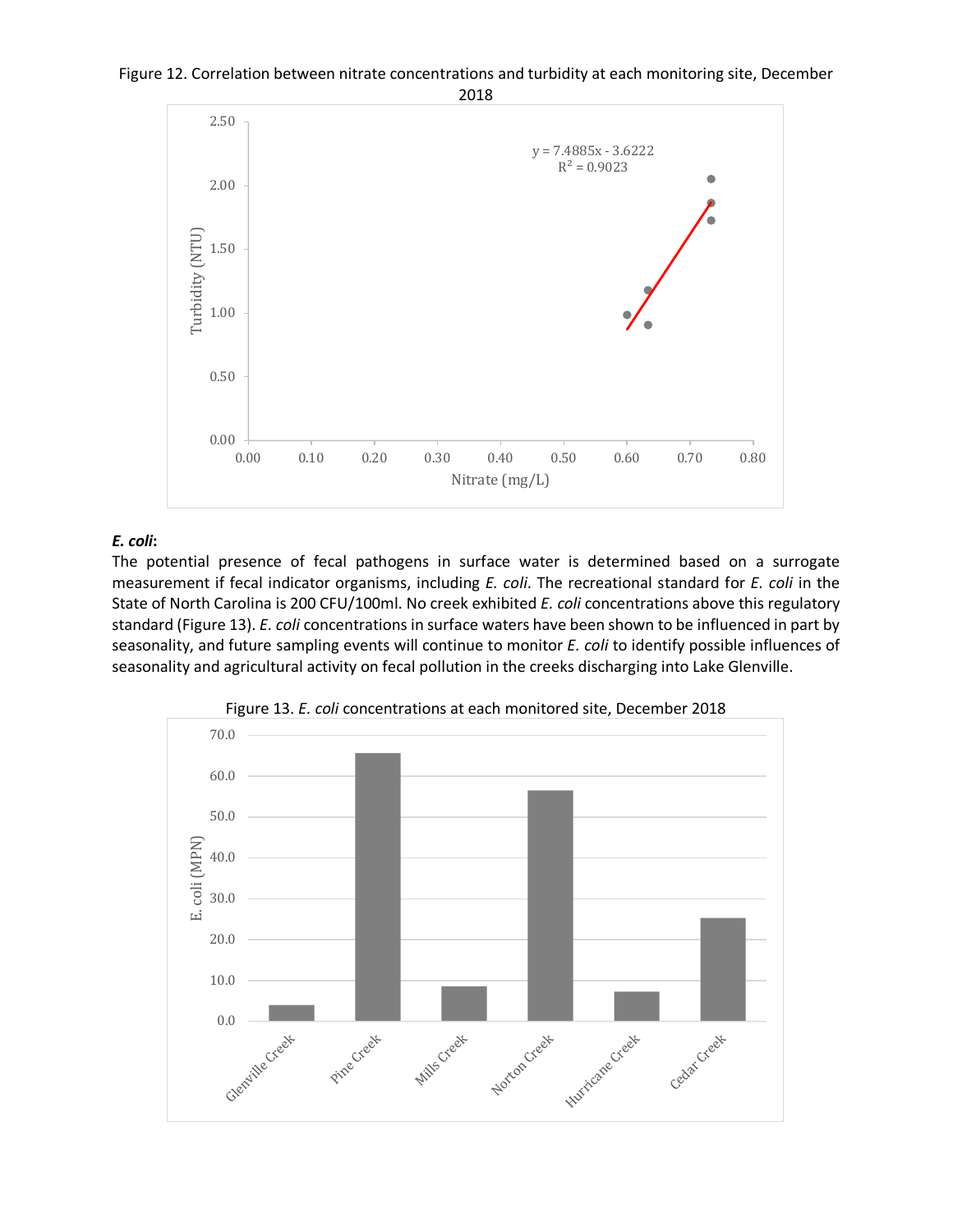Figure 12. Correlation between nitrate concentrations and turbidity at each monitoring site, December 2018

### *E. coli*:

The potential presence of fecal pathogens in surface water is determined based on a surrogate measurement if fecal indicator organisms, including *E. coli*. The recreational standard for *E. coli* in the State of North Carolina is 200 CFU/100ml. No creek exhibited *E. coli* concentrations above this regulatory standard (Figure 13). *E. coli* concentrations in surface waters have been shown to be influenced in part by seasonality, and future sampling events will continue to monitor *E. coli* to identify possible influences of seasonality and agricultural activity on fecal pollution in the creeks discharging into Lake Glenville.

Figure 13. *E. coli* concentrations at each monitored site, December 2018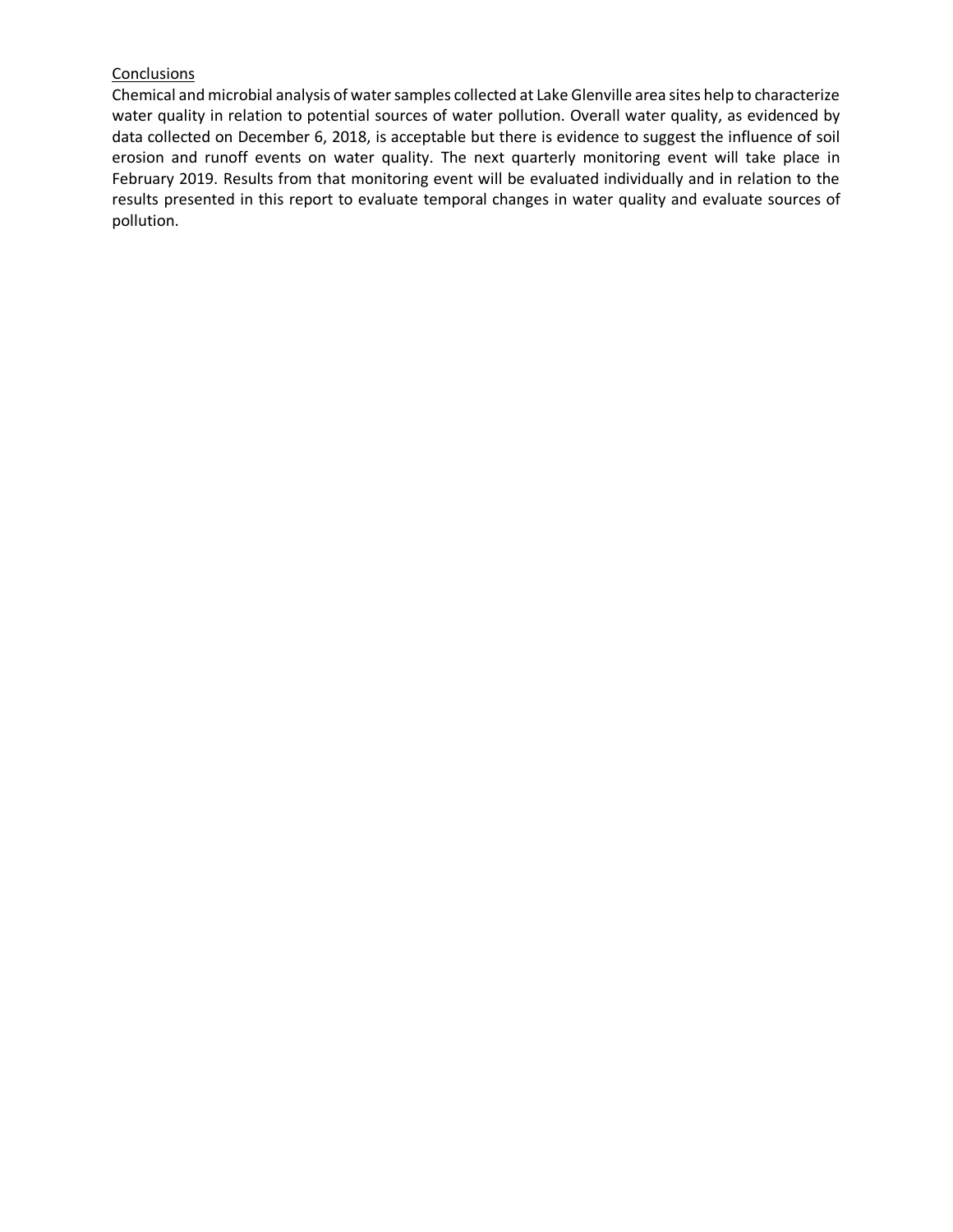<u>Conclusions</u>

Chemical and microbial analysis of water samples collected at Lake Glenville area sites help to characterize water quality in relation to potential sources of water pollution. Overall water quality, as evidenced by data collected on December 6, 2018, is acceptable but there is evidence to suggest the influence of soil erosion and runoff events on water quality. The next quarterly monitoring event will take place in February 2019. Results from that monitoring event will be evaluated individually and in relation to the results presented in this report to evaluate temporal changes in water quality and evaluate sources of pollution.